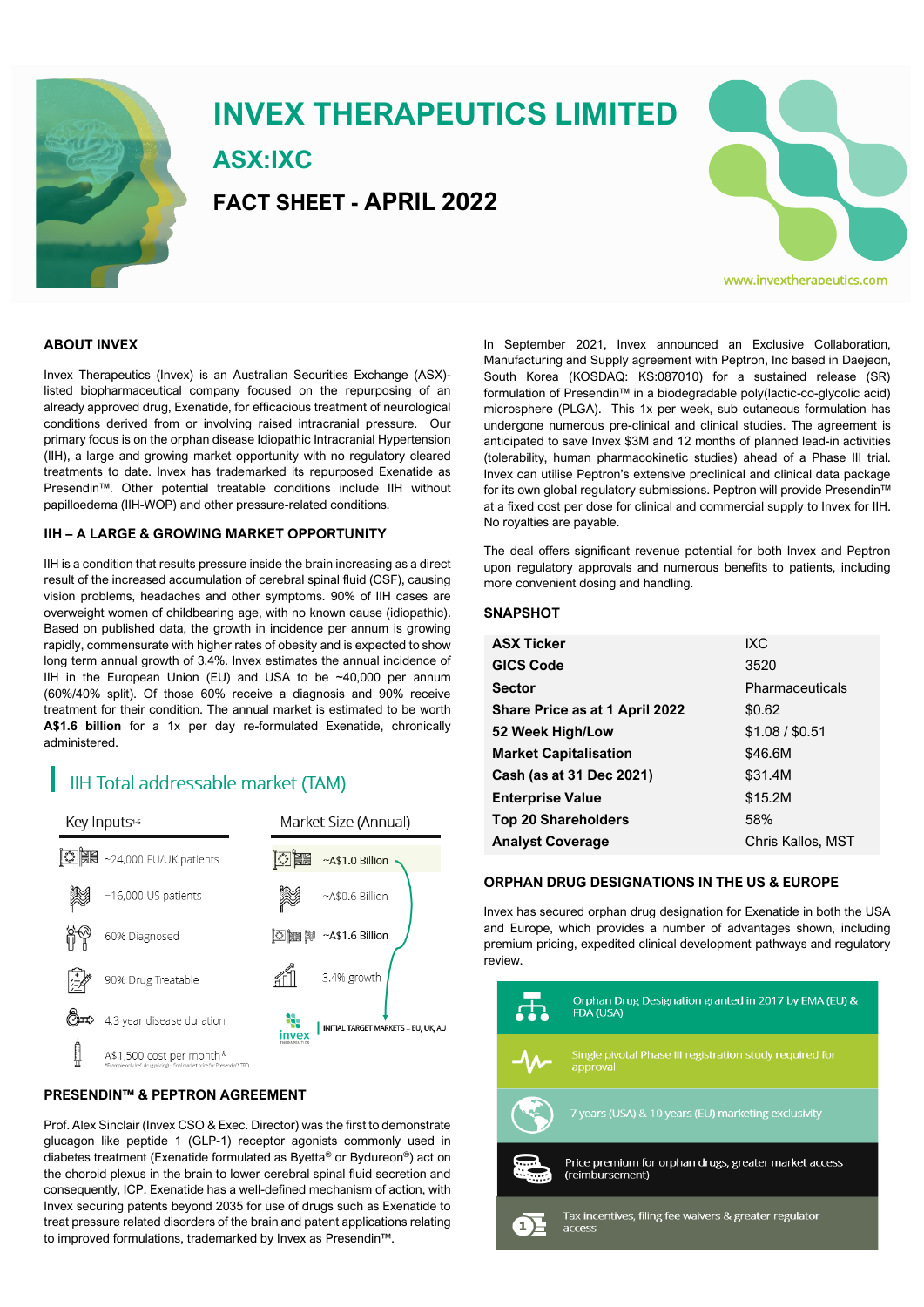# INVEX THERAPEUTICS LIMITED

## ASX:IXC

## FACT SHEET - APRIL 2022

www.invextherapeutics.com

### ABOUT INVEX

Invex Therapeutics (Invex) is an Australian Securities Exchange (ASX)-listed biopharmaceutical company focused on the repurposing of an already approved drug, Exenatide, for efficacious treatment of neurological conditions derived from or involving raised intracranial pressure. Our primary focus is on the orphan disease Idiopathic Intracranial Hypertension (IIH), a large and growing market opportunity with no regulatory cleared treatments to date. Invex has trademarked its repurposed Exenatide as Presendin™. Other potential treatable conditions include IIH without papilloedema (IIH-WOP) and other pressure-related conditions.

### IIH – A LARGE & GROWING MARKET OPPORTUNITY

IIH is a condition that results pressure inside the brain increasing as a direct result of the increased accumulation of cerebral spinal fluid (CSF), causing vision problems, headaches and other symptoms. 90% of IIH cases are overweight women of childbearing age, with no known cause (idiopathic). Based on published data, the growth in incidence per annum is growing rapidly, commensurate with higher rates of obesity and is expected to show long term annual growth of 3.4%. Invex estimates the annual incidence of IIH in the European Union (EU) and USA to be ~40,000 per annum (60%/40% split). Of those 60% receive a diagnosis and 90% receive treatment for their condition. The annual market is estimated to be worth **A$1.6 billion** for a 1x per day re-formulated Exenatide, chronically administered.

### IIH Total addressable market (TAM)

| Key Inputs[1-5] | Market Size (Annual) |
|---|---|
| ~24,000 EU/UK patients | ~A$1.0 Billion |
| ~16,000 US patients | ~A$0.6 Billion |
| 60% Diagnosed | ~A$1.6 Billion |
| 90% Drug Treatable | 3.4% growth |
| 4.3 year disease duration | INITIAL TARGET MARKETS – EU, UK, AU |
| A$1,500 cost per month* | |

### PRESENDIN™ & PEPTRON AGREEMENT

Prof. Alex Sinclair (Invex CSO & Exec. Director) was the first to demonstrate glucagon like peptide 1 (GLP-1) receptor agonists commonly used in diabetes treatment (Exenatide formulated as Byetta® or Bydureon®) act on the choroid plexus in the brain to lower cerebral spinal fluid secretion and consequently, ICP. Exenatide has a well-defined mechanism of action, with Invex securing patents beyond 2035 for use of drugs such as Exenatide to treat pressure related disorders of the brain and patent applications relating to improved formulations, trademarked by Invex as Presendin™.

In September 2021, Invex announced an Exclusive Collaboration, Manufacturing and Supply agreement with Peptron, Inc based in Daejeon, South Korea (KOSDAQ: KS:087010) for a sustained release (SR) formulation of Presendin™ in a biodegradable poly(lactic-co-glycolic acid) microsphere (PLGA). This 1x per week, sub cutaneous formulation has undergone numerous pre-clinical and clinical studies. The agreement is anticipated to save Invex $3M and 12 months of planned lead-in activities (tolerability, human pharmacokinetic studies) ahead of a Phase III trial. Invex can utilise Peptron's extensive preclinical and clinical data package for its own global regulatory submissions. Peptron will provide Presendin™ at a fixed cost per dose for clinical and commercial supply to Invex for IIH. No royalties are payable.

The deal offers significant revenue potential for both Invex and Peptron upon regulatory approvals and numerous benefits to patients, including more convenient dosing and handling.

### SNAPSHOT

| | |
|---|---|
| **ASX Ticker** | IXC |
| **GICS Code** | 3520 |
| **Sector** | Pharmaceuticals |
| **Share Price as at 1 April 2022** | $0.62 |
| **52 Week High/Low** | $1.08 / $0.51 |
| **Market Capitalisation** | $46.6M |
| **Cash (as at 31 Dec 2021)** | $31.4M |
| **Enterprise Value** | $15.2M |
| **Top 20 Shareholders** | 58% |
| **Analyst Coverage** | Chris Kallos, MST |

### ORPHAN DRUG DESIGNATIONS IN THE US & EUROPE

Invex has secured orphan drug designation for Exenatide in both the USA and Europe, which provides a number of advantages shown, including premium pricing, expedited clinical development pathways and regulatory review.

- Orphan Drug Designation granted in 2017 by EMA (EU) & FDA (USA)
- Single pivotal Phase III registration study required for approval
- 7 years (USA) & 10 years (EU) marketing exclusivity
- Price premium for orphan drugs, greater market access (reimbursement)
- Tax incentives, filing fee waivers & greater regulator access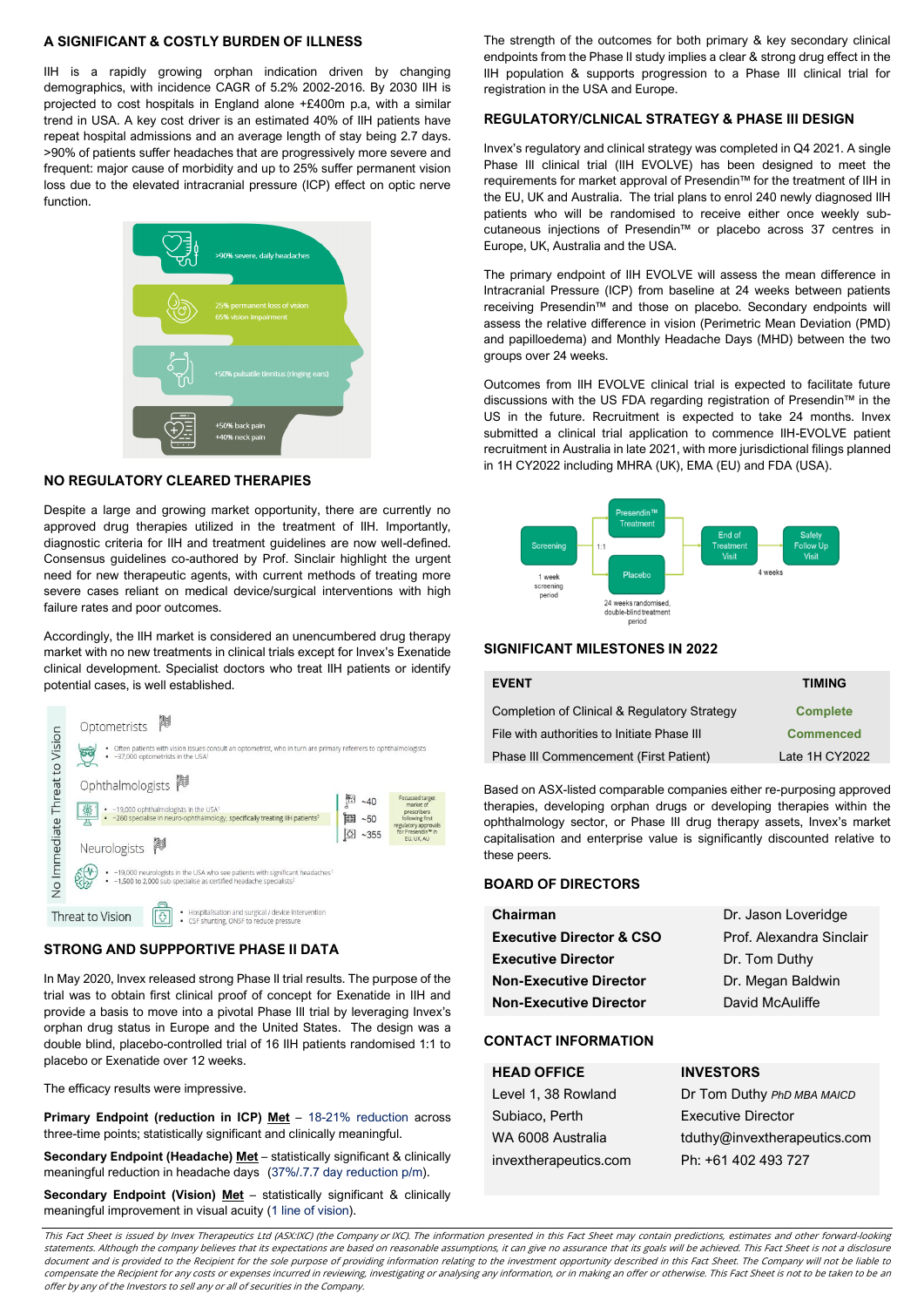## A SIGNIFICANT & COSTLY BURDEN OF ILLNESS

IIH is a rapidly growing orphan indication driven by changing demographics, with incidence CAGR of 5.2% 2002-2016. By 2030 IIH is projected to cost hospitals in England alone +£400m p.a, with a similar trend in USA. A key cost driver is an estimated 40% of IIH patients have repeat hospital admissions and an average length of stay being 2.7 days. >90% of patients suffer headaches that are progressively more severe and frequent: major cause of morbidity and up to 25% suffer permanent vision loss due to the elevated intracranial pressure (ICP) effect on optic nerve function.

>90% severe, daily headaches

25% permanent loss of vision
65% vision impairment

+50% pulsatile tinnitus (ringing ears)

+50% back pain
+40% neck pain

## NO REGULATORY CLEARED THERAPIES

Despite a large and growing market opportunity, there are currently no approved drug therapies utilized in the treatment of IIH. Importantly, diagnostic criteria for IIH and treatment guidelines are now well-defined. Consensus guidelines co-authored by Prof. Sinclair highlight the urgent need for new therapeutic agents, with current methods of treating more severe cases reliant on medical device/surgical interventions with high failure rates and poor outcomes.

Accordingly, the IIH market is considered an unencumbered drug therapy market with no new treatments in clinical trials except for Invex's Exenatide clinical development. Specialist doctors who treat IIH patients or identify potential cases, is well established.

No Immediate Threat to Vision

Optometrists
- Often patients with vision issues consult an optometrist, who in turn are primary referrers to ophthalmologists
- ~37,000 optometrists in the USA[1]

Ophthalmologists
- ~19,000 ophthalmologists in the USA[1]
- ~260 specialise in neuro-ophthalmology, specifically treating IIH patients[2]

~40
~50
~355

Focussed target market of prescribers following first regulatory approvals for Presendin™ in EU, UK, AU

Neurologists
- ~19,000 neurologists in the USA who see patients with significant headaches[1]
- ~1,500 to 2,000 sub-specialise as certified headache specialists[3]

Threat to Vision
- Hospitalisation and surgical / device intervention
- CSF shunting, ONSF to reduce pressure

## STRONG AND SUPPPORTIVE PHASE II DATA

In May 2020, Invex released strong Phase II trial results. The purpose of the trial was to obtain first clinical proof of concept for Exenatide in IIH and provide a basis to move into a pivotal Phase III trial by leveraging Invex's orphan drug status in Europe and the United States. The design was a double blind, placebo-controlled trial of 16 IIH patients randomised 1:1 to placebo or Exenatide over 12 weeks.

The efficacy results were impressive.

**Primary Endpoint (reduction in ICP)** **Met** – 18-21% reduction across three-time points; statistically significant and clinically meaningful.

**Secondary Endpoint (Headache)** **Met** – statistically significant & clinically meaningful reduction in headache days (37%/.7.7 day reduction p/m).

**Secondary Endpoint (Vision)** **Met** – statistically significant & clinically meaningful improvement in visual acuity (1 line of vision).

The strength of the outcomes for both primary & key secondary clinical endpoints from the Phase II study implies a clear & strong drug effect in the IIH population & supports progression to a Phase III clinical trial for registration in the USA and Europe.

## REGULATORY/CLNICAL STRATEGY & PHASE III DESIGN

Invex's regulatory and clinical strategy was completed in Q4 2021. A single Phase III clinical trial (IIH EVOLVE) has been designed to meet the requirements for market approval of Presendin™ for the treatment of IIH in the EU, UK and Australia. The trial plans to enrol 240 newly diagnosed IIH patients who will be randomised to receive either once weekly sub-cutaneous injections of Presendin™ or placebo across 37 centres in Europe, UK, Australia and the USA.

The primary endpoint of IIH EVOLVE will assess the mean difference in Intracranial Pressure (ICP) from baseline at 24 weeks between patients receiving Presendin™ and those on placebo. Secondary endpoints will assess the relative difference in vision (Perimetric Mean Deviation (PMD) and papilloedema) and Monthly Headache Days (MHD) between the two groups over 24 weeks.

Outcomes from IIH EVOLVE clinical trial is expected to facilitate future discussions with the US FDA regarding registration of Presendin™ in the US in the future. Recruitment is expected to take 24 months. Invex submitted a clinical trial application to commence IIH-EVOLVE patient recruitment in Australia in late 2021, with more jurisdictional filings planned in 1H CY2022 including MHRA (UK), EMA (EU) and FDA (USA).

Screening
1 week screening period
1:1
Presendin™ Treatment
Placebo
24 weeks randomised, double-blind treatment period
End of Treatment Visit
4 weeks
Safety Follow Up Visit

## SIGNIFICANT MILESTONES IN 2022

| EVENT | TIMING |
|---|---|
| Completion of Clinical & Regulatory Strategy | Complete |
| File with authorities to Initiate Phase III | Commenced |
| Phase III Commencement (First Patient) | Late 1H CY2022 |

Based on ASX-listed comparable companies either re-purposing approved therapies, developing orphan drugs or developing therapies within the ophthalmology sector, or Phase III drug therapy assets, Invex's market capitalisation and enterprise value is significantly discounted relative to these peers.

## BOARD OF DIRECTORS

| | |
|---|---|
| **Chairman** | Dr. Jason Loveridge |
| **Executive Director & CSO** | Prof. Alexandra Sinclair |
| **Executive Director** | Dr. Tom Duthy |
| **Non-Executive Director** | Dr. Megan Baldwin |
| **Non-Executive Director** | David McAuliffe |

## CONTACT INFORMATION

| HEAD OFFICE | INVESTORS |
|---|---|
| Level 1, 38 Rowland | Dr Tom Duthy *PhD MBA MAICD* |
| Subiaco, Perth | Executive Director |
| WA 6008 Australia | tduthy@invextherapeutics.com |
| invextherapeutics.com | Ph: +61 402 493 727 |

*This Fact Sheet is issued by Invex Therapeutics Ltd (ASX:IXC) (the Company or IXC). The information presented in this Fact Sheet may contain predictions, estimates and other forward-looking statements. Although the company believes that its expectations are based on reasonable assumptions, it can give no assurance that its goals will be achieved. This Fact Sheet is not a disclosure document and is provided to the Recipient for the sole purpose of providing information relating to the investment opportunity described in this Fact Sheet. The Company will not be liable to compensate the Recipient for any costs or expenses incurred in reviewing, investigating or analysing any information, or in making an offer or otherwise. This Fact Sheet is not to be taken to be an offer by any of the Investors to sell any or all of securities in the Company.*